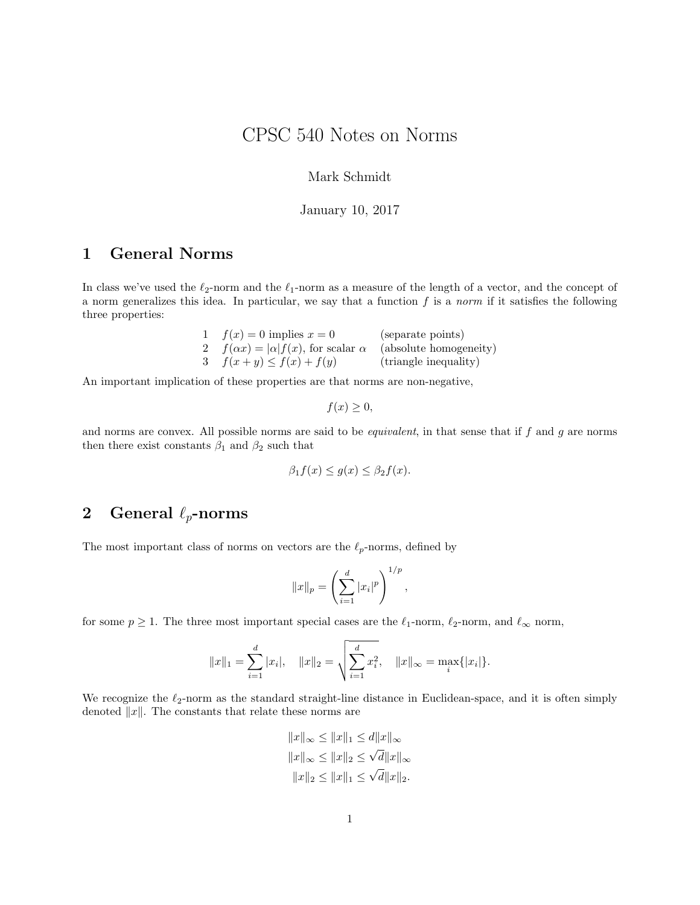# CPSC 540 Notes on Norms

Mark Schmidt

January 10, 2017

## 1 General Norms

In class we've used the $\ell_2$-norm and the $\ell_1$-norm as a measure of the length of a vector, and the concept of a norm generalizes this idea. In particular, we say that a function $f$ is a *norm* if it satisfies the following three properties:

| | | |
|---|---|---|
| 1 | $f(x) = 0$ implies $x = 0$ | (separate points) |
| 2 | $f(\alpha x) = \lvert\alpha\rvert f(x)$, for scalar $\alpha$ | (absolute homogeneity) |
| 3 | $f(x + y) \leq f(x) + f(y)$ | (triangle inequality) |

An important implication of these properties are that norms are non-negative,

$$f(x) \geq 0,$$

and norms are convex. All possible norms are said to be *equivalent*, in that sense that if $f$ and $g$ are norms then there exist constants $\beta_1$ and $\beta_2$ such that

$$\beta_1 f(x) \leq g(x) \leq \beta_2 f(x).$$

## 2 General $\ell_p$-norms

The most important class of norms on vectors are the $\ell_p$-norms, defined by

$$\|x\|_p = \left(\sum_{i=1}^{d} |x_i|^p\right)^{1/p},$$

for some $p \geq 1$. The three most important special cases are the $\ell_1$-norm, $\ell_2$-norm, and $\ell_\infty$ norm,

$$\|x\|_1 = \sum_{i=1}^{d} |x_i|, \quad \|x\|_2 = \sqrt{\sum_{i=1}^{d} x_i^2}, \quad \|x\|_\infty = \max_i \{|x_i|\}.$$

We recognize the $\ell_2$-norm as the standard straight-line distance in Euclidean-space, and it is often simply denoted $\|x\|$. The constants that relate these norms are

$$\|x\|_\infty \leq \|x\|_1 \leq d\|x\|_\infty$$
$$\|x\|_\infty \leq \|x\|_2 \leq \sqrt{d}\|x\|_\infty$$
$$\|x\|_2 \leq \|x\|_1 \leq \sqrt{d}\|x\|_2.$$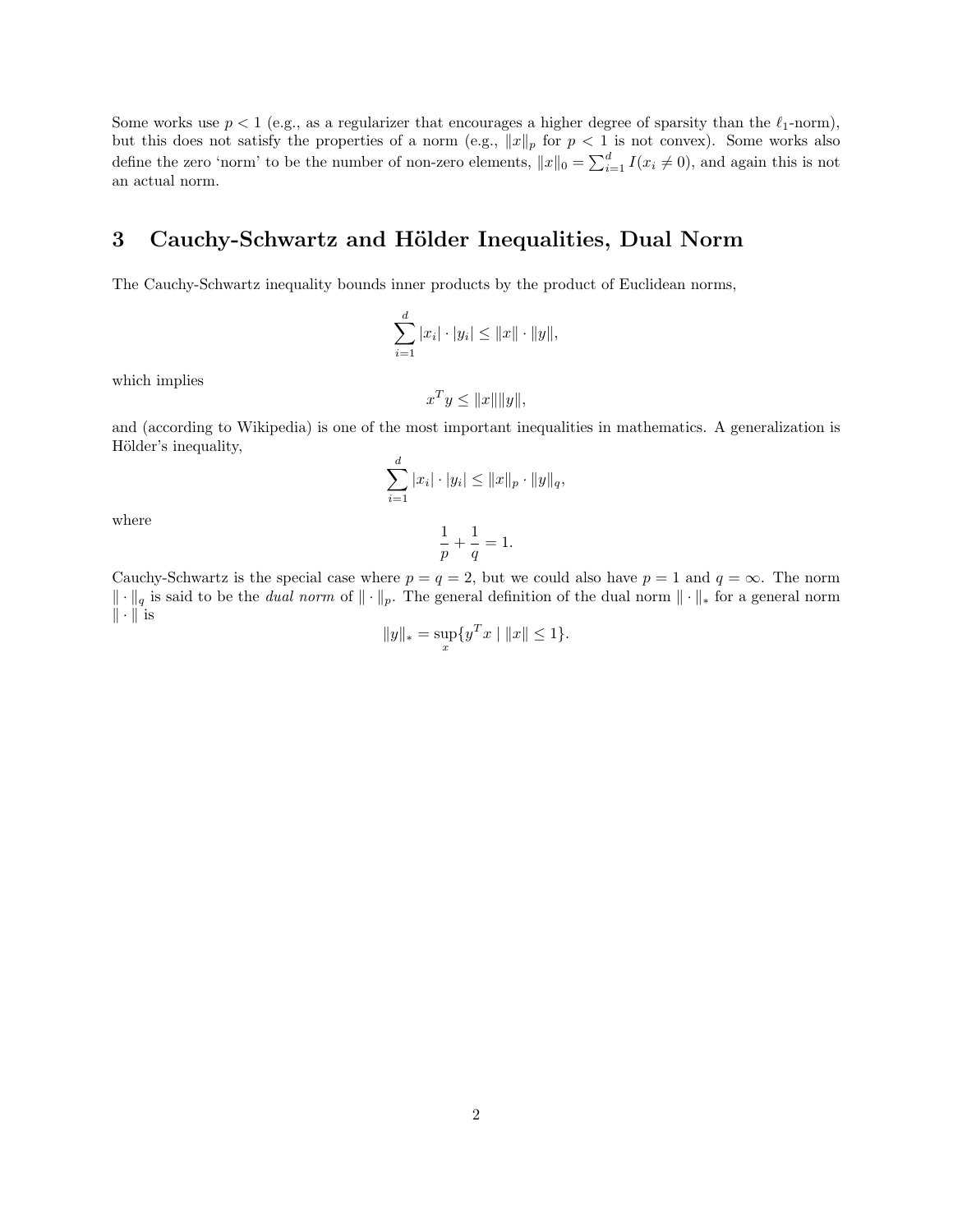Some works use $p < 1$ (e.g., as a regularizer that encourages a higher degree of sparsity than the $\ell_1$-norm), but this does not satisfy the properties of a norm (e.g., $\|x\|_p$ for $p < 1$ is not convex). Some works also define the zero 'norm' to be the number of non-zero elements, $\|x\|_0 = \sum_{i=1}^d I(x_i \neq 0)$, and again this is not an actual norm.

## 3 Cauchy-Schwartz and Hölder Inequalities, Dual Norm

The Cauchy-Schwartz inequality bounds inner products by the product of Euclidean norms,

$$\sum_{i=1}^d |x_i| \cdot |y_i| \leq \|x\| \cdot \|y\|,$$

which implies

$$x^T y \leq \|x\|\|y\|,$$

and (according to Wikipedia) is one of the most important inequalities in mathematics. A generalization is Hölder's inequality,

$$\sum_{i=1}^d |x_i| \cdot |y_i| \leq \|x\|_p \cdot \|y\|_q,$$

where

$$\frac{1}{p} + \frac{1}{q} = 1.$$

Cauchy-Schwartz is the special case where $p = q = 2$, but we could also have $p = 1$ and $q = \infty$. The norm $\|\cdot\|_q$ is said to be the *dual norm* of $\|\cdot\|_p$. The general definition of the dual norm $\|\cdot\|_*$ for a general norm $\|\cdot\|$ is

$$\|y\|_* = \sup_x \{y^T x \mid \|x\| \leq 1\}.$$